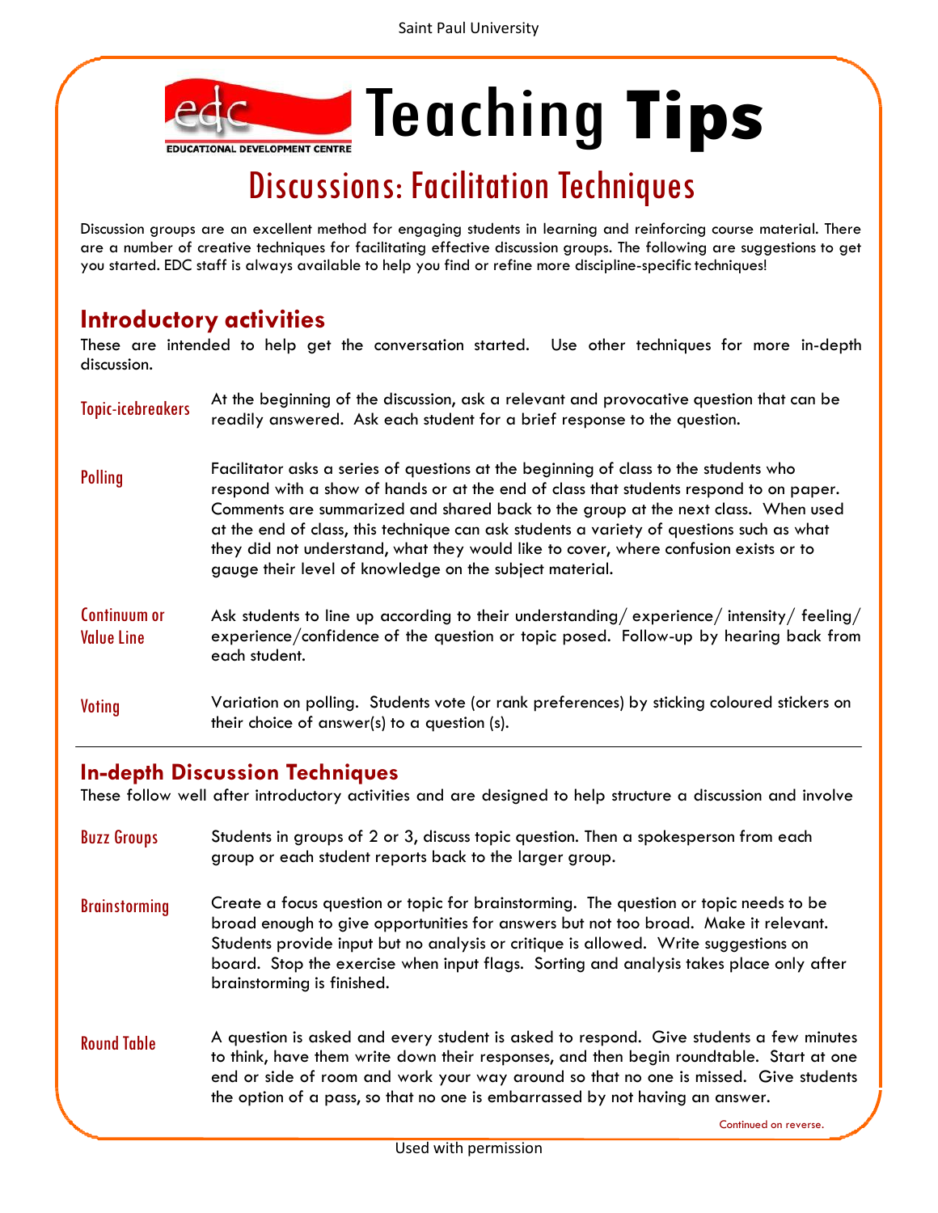# Teaching Tips

## Discussions: Facilitation Techniques

Discussion groups are an excellent method for engaging students in learning and reinforcing course material. There are a number of creative techniques for facilitating effective discussion groups. The following are suggestions to get you started. EDC staff is always available to help you find or refine more discipline-specific techniques!

### Introductory activities

These are intended to help get the conversation started. Use other techniques for more in-depth discussion.

**Topic-icebreakers** — At the beginning of the discussion, ask a relevant and provocative question that can be readily answered. Ask each student for a brief response to the question.

**Polling** — Facilitator asks a series of questions at the beginning of class to the students who respond with a show of hands or at the end of class that students respond to on paper. Comments are summarized and shared back to the group at the next class. When used at the end of class, this technique can ask students a variety of questions such as what they did not understand, what they would like to cover, where confusion exists or to gauge their level of knowledge on the subject material.

**Continuum or Value Line** — Ask students to line up according to their understanding/ experience/ intensity/ feeling/ experience/confidence of the question or topic posed. Follow-up by hearing back from each student.

**Voting** — Variation on polling. Students vote (or rank preferences) by sticking coloured stickers on their choice of answer(s) to a question (s).

---

### In-depth Discussion Techniques

These follow well after introductory activities and are designed to help structure a discussion and involve

**Buzz Groups** — Students in groups of 2 or 3, discuss topic question. Then a spokesperson from each group or each student reports back to the larger group.

**Brainstorming** — Create a focus question or topic for brainstorming. The question or topic needs to be broad enough to give opportunities for answers but not too broad. Make it relevant. Students provide input but no analysis or critique is allowed. Write suggestions on board. Stop the exercise when input flags. Sorting and analysis takes place only after brainstorming is finished.

**Round Table** — A question is asked and every student is asked to respond. Give students a few minutes to think, have them write down their responses, and then begin roundtable. Start at one end or side of room and work your way around so that no one is missed. Give students the option of a pass, so that no one is embarrassed by not having an answer.

Continued on reverse.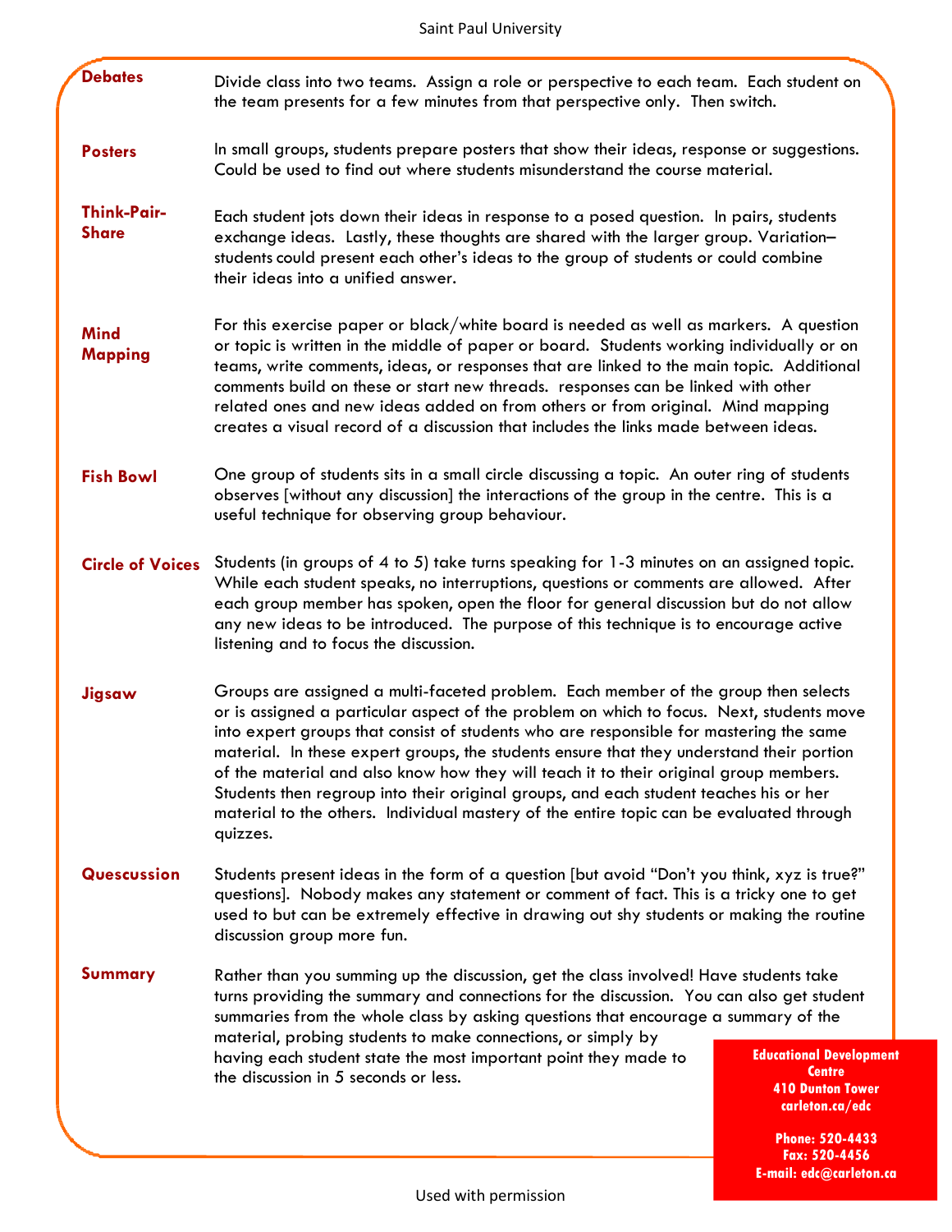**Debates** Divide class into two teams. Assign a role or perspective to each team. Each student on the team presents for a few minutes from that perspective only. Then switch.

**Posters** In small groups, students prepare posters that show their ideas, response or suggestions. Could be used to find out where students misunderstand the course material.

**Think-Pair-Share** Each student jots down their ideas in response to a posed question. In pairs, students exchange ideas. Lastly, these thoughts are shared with the larger group. Variation– students could present each other's ideas to the group of students or could combine their ideas into a unified answer.

**Mind Mapping** For this exercise paper or black/white board is needed as well as markers. A question or topic is written in the middle of paper or board. Students working individually or on teams, write comments, ideas, or responses that are linked to the main topic. Additional comments build on these or start new threads. responses can be linked with other related ones and new ideas added on from others or from original. Mind mapping creates a visual record of a discussion that includes the links made between ideas.

**Fish Bowl** One group of students sits in a small circle discussing a topic. An outer ring of students observes [without any discussion] the interactions of the group in the centre. This is a useful technique for observing group behaviour.

**Circle of Voices** Students (in groups of 4 to 5) take turns speaking for 1-3 minutes on an assigned topic. While each student speaks, no interruptions, questions or comments are allowed. After each group member has spoken, open the floor for general discussion but do not allow any new ideas to be introduced. The purpose of this technique is to encourage active listening and to focus the discussion.

**Jigsaw** Groups are assigned a multi-faceted problem. Each member of the group then selects or is assigned a particular aspect of the problem on which to focus. Next, students move into expert groups that consist of students who are responsible for mastering the same material. In these expert groups, the students ensure that they understand their portion of the material and also know how they will teach it to their original group members. Students then regroup into their original groups, and each student teaches his or her material to the others. Individual mastery of the entire topic can be evaluated through quizzes.

**Quescussion** Students present ideas in the form of a question [but avoid "Don't you think, xyz is true?" questions]. Nobody makes any statement or comment of fact. This is a tricky one to get used to but can be extremely effective in drawing out shy students or making the routine discussion group more fun.

**Summary** Rather than you summing up the discussion, get the class involved! Have students take turns providing the summary and connections for the discussion. You can also get student summaries from the whole class by asking questions that encourage a summary of the material, probing students to make connections, or simply by having each student state the most important point they made to the discussion in 5 seconds or less.

**Educational Development Centre**
**410 Dunton Tower**
**carleton.ca/edc**

**Phone: 520-4433**
**Fax: 520-4456**
**E-mail: edc@carleton.ca**

Used with permission